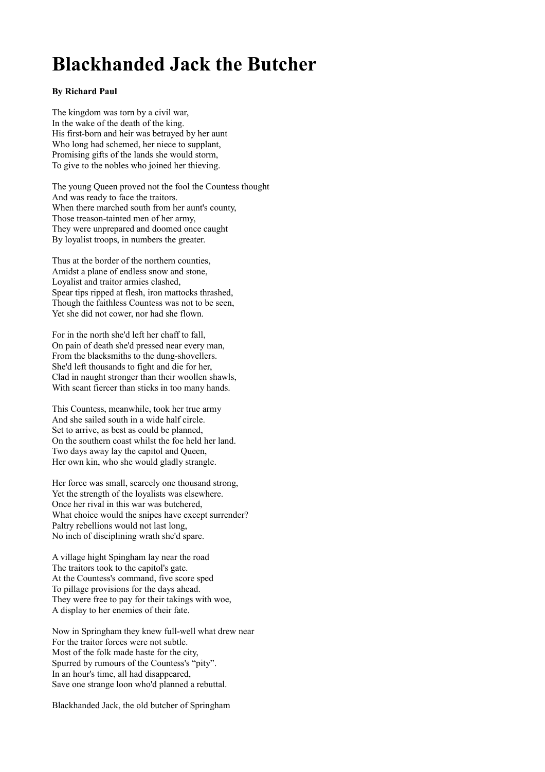# Blackhanded Jack the Butcher

**By Richard Paul**

The kingdom was torn by a civil war,
In the wake of the death of the king.
His first-born and heir was betrayed by her aunt
Who long had schemed, her niece to supplant,
Promising gifts of the lands she would storm,
To give to the nobles who joined her thieving.

The young Queen proved not the fool the Countess thought
And was ready to face the traitors.
When there marched south from her aunt's county,
Those treason-tainted men of her army,
They were unprepared and doomed once caught
By loyalist troops, in numbers the greater.

Thus at the border of the northern counties,
Amidst a plane of endless snow and stone,
Loyalist and traitor armies clashed,
Spear tips ripped at flesh, iron mattocks thrashed,
Though the faithless Countess was not to be seen,
Yet she did not cower, nor had she flown.

For in the north she'd left her chaff to fall,
On pain of death she'd pressed near every man,
From the blacksmiths to the dung-shovellers.
She'd left thousands to fight and die for her,
Clad in naught stronger than their woollen shawls,
With scant fiercer than sticks in too many hands.

This Countess, meanwhile, took her true army
And she sailed south in a wide half circle.
Set to arrive, as best as could be planned,
On the southern coast whilst the foe held her land.
Two days away lay the capitol and Queen,
Her own kin, who she would gladly strangle.

Her force was small, scarcely one thousand strong,
Yet the strength of the loyalists was elsewhere.
Once her rival in this war was butchered,
What choice would the snipes have except surrender?
Paltry rebellions would not last long,
No inch of disciplining wrath she'd spare.

A village hight Spingham lay near the road
The traitors took to the capitol's gate.
At the Countess's command, five score sped
To pillage provisions for the days ahead.
They were free to pay for their takings with woe,
A display to her enemies of their fate.

Now in Springham they knew full-well what drew near
For the traitor forces were not subtle.
Most of the folk made haste for the city,
Spurred by rumours of the Countess's "pity".
In an hour's time, all had disappeared,
Save one strange loon who'd planned a rebuttal.

Blackhanded Jack, the old butcher of Springham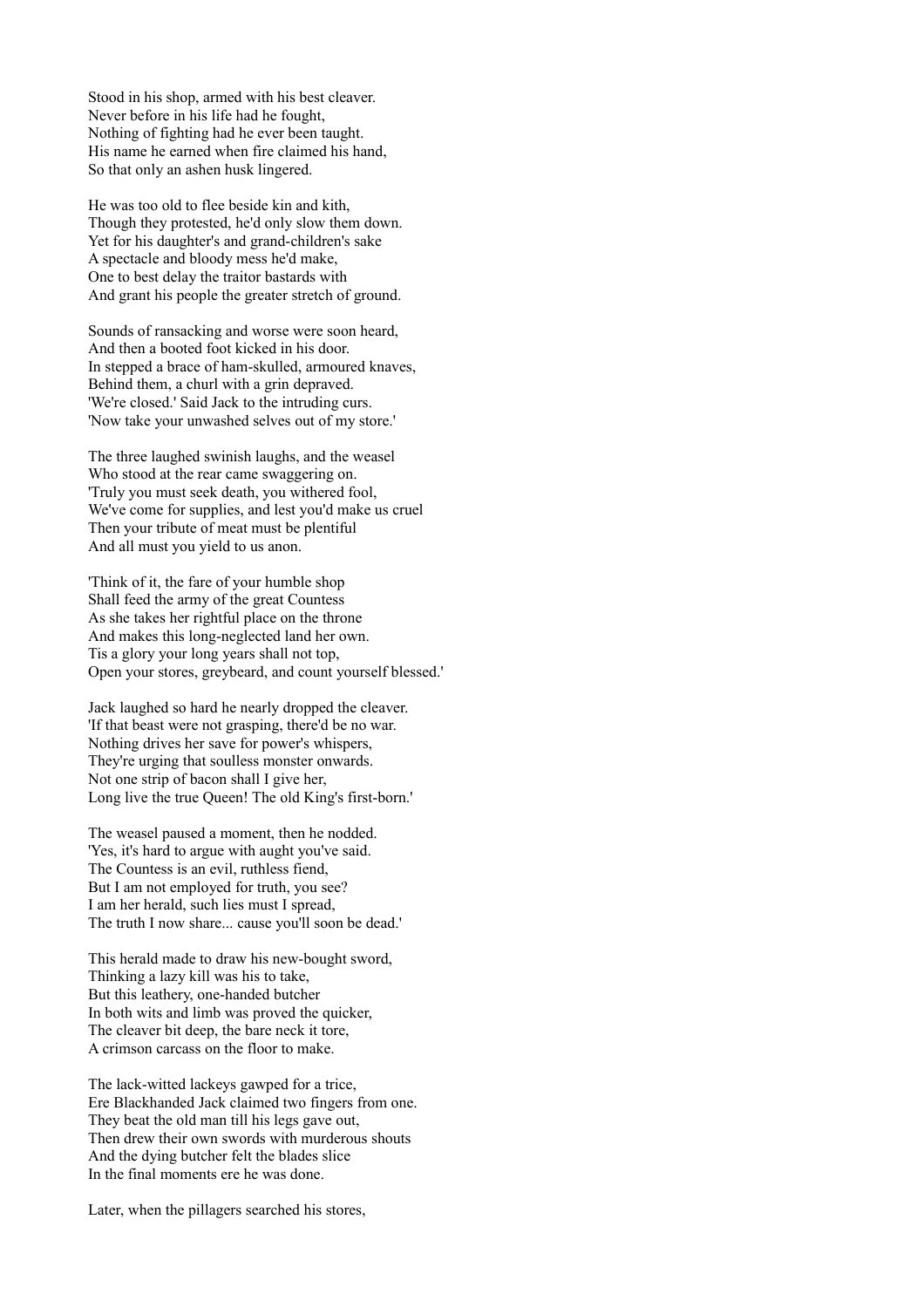Stood in his shop, armed with his best cleaver.
Never before in his life had he fought,
Nothing of fighting had he ever been taught.
His name he earned when fire claimed his hand,
So that only an ashen husk lingered.

He was too old to flee beside kin and kith,
Though they protested, he'd only slow them down.
Yet for his daughter's and grand-children's sake
A spectacle and bloody mess he'd make,
One to best delay the traitor bastards with
And grant his people the greater stretch of ground.

Sounds of ransacking and worse were soon heard,
And then a booted foot kicked in his door.
In stepped a brace of ham-skulled, armoured knaves,
Behind them, a churl with a grin depraved.
'We're closed.' Said Jack to the intruding curs.
'Now take your unwashed selves out of my store.'

The three laughed swinish laughs, and the weasel
Who stood at the rear came swaggering on.
'Truly you must seek death, you withered fool,
We've come for supplies, and lest you'd make us cruel
Then your tribute of meat must be plentiful
And all must you yield to us anon.

'Think of it, the fare of your humble shop
Shall feed the army of the great Countess
As she takes her rightful place on the throne
And makes this long-neglected land her own.
Tis a glory your long years shall not top,
Open your stores, greybeard, and count yourself blessed.'

Jack laughed so hard he nearly dropped the cleaver.
'If that beast were not grasping, there'd be no war.
Nothing drives her save for power's whispers,
They're urging that soulless monster onwards.
Not one strip of bacon shall I give her,
Long live the true Queen! The old King's first-born.'

The weasel paused a moment, then he nodded.
'Yes, it's hard to argue with aught you've said.
The Countess is an evil, ruthless fiend,
But I am not employed for truth, you see?
I am her herald, such lies must I spread,
The truth I now share... cause you'll soon be dead.'

This herald made to draw his new-bought sword,
Thinking a lazy kill was his to take,
But this leathery, one-handed butcher
In both wits and limb was proved the quicker,
The cleaver bit deep, the bare neck it tore,
A crimson carcass on the floor to make.

The lack-witted lackeys gawped for a trice,
Ere Blackhanded Jack claimed two fingers from one.
They beat the old man till his legs gave out,
Then drew their own swords with murderous shouts
And the dying butcher felt the blades slice
In the final moments ere he was done.

Later, when the pillagers searched his stores,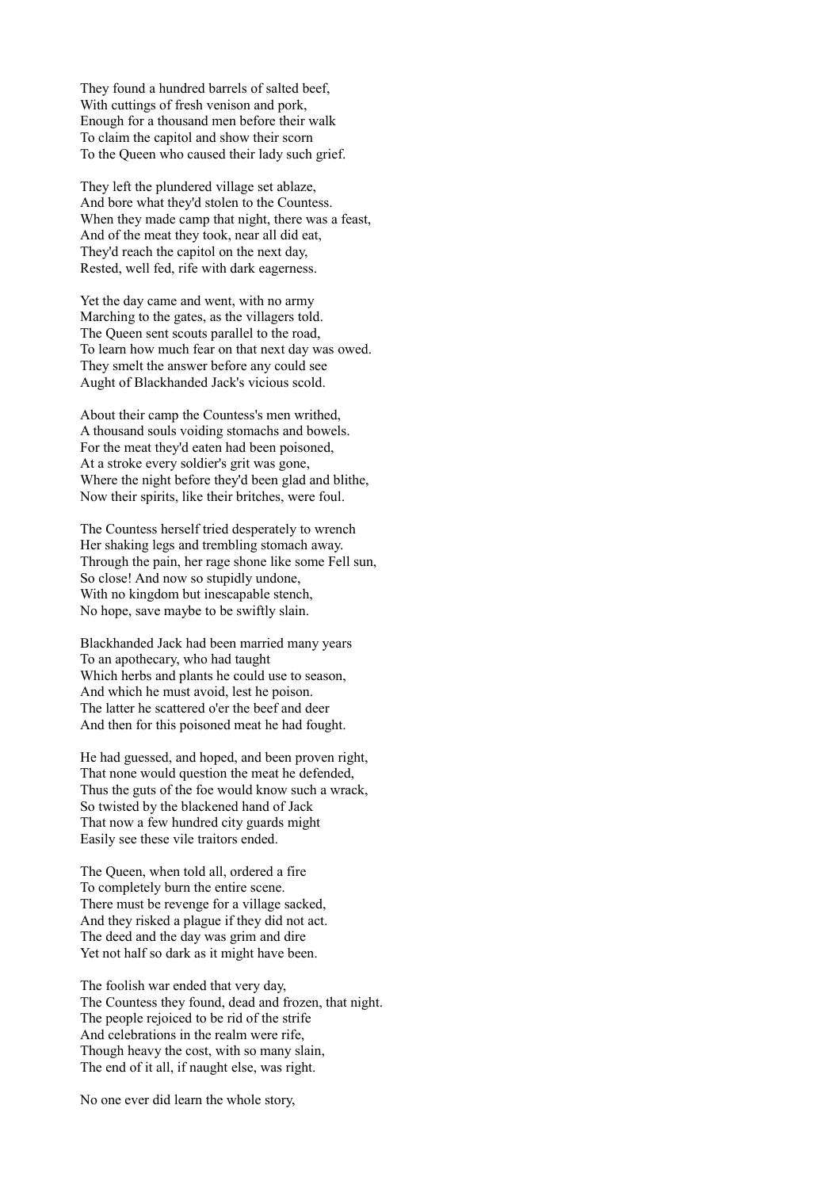They found a hundred barrels of salted beef,
With cuttings of fresh venison and pork,
Enough for a thousand men before their walk
To claim the capitol and show their scorn
To the Queen who caused their lady such grief.

They left the plundered village set ablaze,
And bore what they'd stolen to the Countess.
When they made camp that night, there was a feast,
And of the meat they took, near all did eat,
They'd reach the capitol on the next day,
Rested, well fed, rife with dark eagerness.

Yet the day came and went, with no army
Marching to the gates, as the villagers told.
The Queen sent scouts parallel to the road,
To learn how much fear on that next day was owed.
They smelt the answer before any could see
Aught of Blackhanded Jack's vicious scold.

About their camp the Countess's men writhed,
A thousand souls voiding stomachs and bowels.
For the meat they'd eaten had been poisoned,
At a stroke every soldier's grit was gone,
Where the night before they'd been glad and blithe,
Now their spirits, like their britches, were foul.

The Countess herself tried desperately to wrench
Her shaking legs and trembling stomach away.
Through the pain, her rage shone like some Fell sun,
So close! And now so stupidly undone,
With no kingdom but inescapable stench,
No hope, save maybe to be swiftly slain.

Blackhanded Jack had been married many years
To an apothecary, who had taught
Which herbs and plants he could use to season,
And which he must avoid, lest he poison.
The latter he scattered o'er the beef and deer
And then for this poisoned meat he had fought.

He had guessed, and hoped, and been proven right,
That none would question the meat he defended,
Thus the guts of the foe would know such a wrack,
So twisted by the blackened hand of Jack
That now a few hundred city guards might
Easily see these vile traitors ended.

The Queen, when told all, ordered a fire
To completely burn the entire scene.
There must be revenge for a village sacked,
And they risked a plague if they did not act.
The deed and the day was grim and dire
Yet not half so dark as it might have been.

The foolish war ended that very day,
The Countess they found, dead and frozen, that night.
The people rejoiced to be rid of the strife
And celebrations in the realm were rife,
Though heavy the cost, with so many slain,
The end of it all, if naught else, was right.

No one ever did learn the whole story,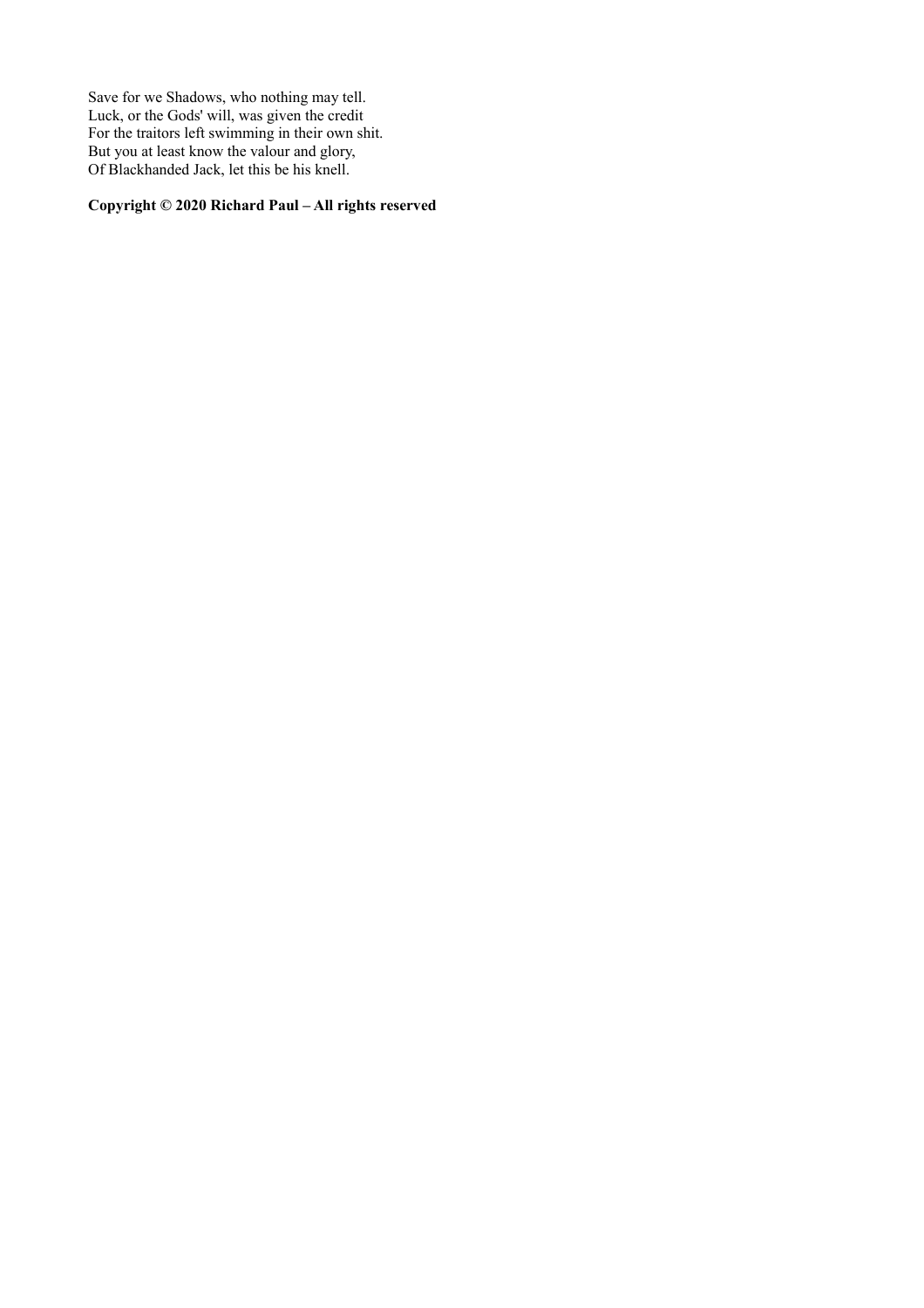Save for we Shadows, who nothing may tell.
Luck, or the Gods' will, was given the credit
For the traitors left swimming in their own shit.
But you at least know the valour and glory,
Of Blackhanded Jack, let this be his knell.

**Copyright © 2020 Richard Paul – All rights reserved**